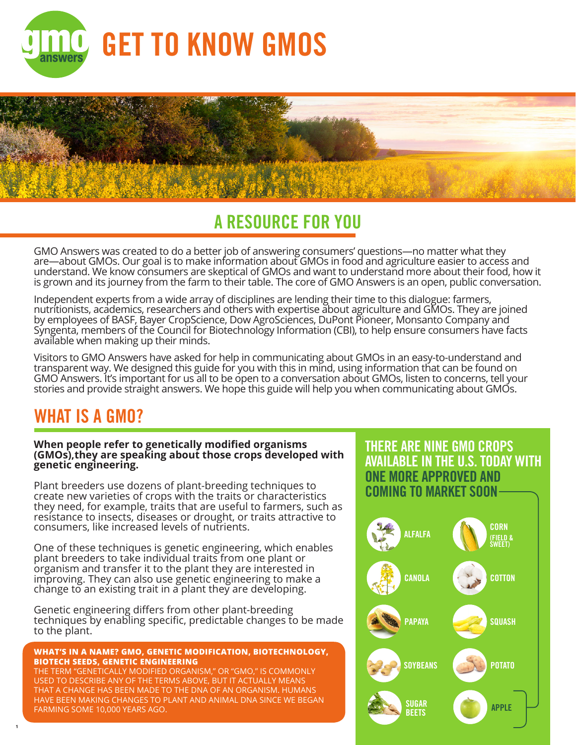# GET TO KNOW GMOS

## A RESOURCE FOR YOU

GMO Answers was created to do a better job of answering consumers' questions—no matter what they are—about GMOs. Our goal is to make information about GMOs in food and agriculture easier to access and understand. We know consumers are skeptical of GMOs and want to understand more about their food, how it is grown and its journey from the farm to their table. The core of GMO Answers is an open, public conversation.

Independent experts from a wide array of disciplines are lending their time to this dialogue: farmers, nutritionists, academics, researchers and others with expertise about agriculture and GMOs. They are joined by employees of BASF, Bayer CropScience, Dow AgroSciences, DuPont Pioneer, Monsanto Company and Syngenta, members of the Council for Biotechnology Information (CBI), to help ensure consumers have facts available when making up their minds.

Visitors to GMO Answers have asked for help in communicating about GMOs in an easy-to-understand and transparent way. We designed this guide for you with this in mind, using information that can be found on GMO Answers. It's important for us all to be open to a conversation about GMOs, listen to concerns, tell your stories and provide straight answers. We hope this guide will help you when communicating about GMOs.

## WHAT IS A GMO?

**When people refer to genetically modified organisms (GMOs),they are speaking about those crops developed with genetic engineering.**

Plant breeders use dozens of plant-breeding techniques to create new varieties of crops with the traits or characteristics they need, for example, traits that are useful to farmers, such as resistance to insects, diseases or drought, or traits attractive to consumers, like increased levels of nutrients.

One of these techniques is genetic engineering, which enables plant breeders to take individual traits from one plant or organism and transfer it to the plant they are interested in improving. They can also use genetic engineering to make a change to an existing trait in a plant they are developing.

Genetic engineering differs from other plant-breeding techniques by enabling specific, predictable changes to be made to the plant.

**WHAT'S IN A NAME? GMO, GENETIC MODIFICATION, BIOTECHNOLOGY, BIOTECH SEEDS, GENETIC ENGINEERING**

THE TERM "GENETICALLY MODIFIED ORGANISM," OR "GMO," IS COMMONLY USED TO DESCRIBE ANY OF THE TERMS ABOVE, BUT IT ACTUALLY MEANS THAT A CHANGE HAS BEEN MADE TO THE DNA OF AN ORGANISM. HUMANS HAVE BEEN MAKING CHANGES TO PLANT AND ANIMAL DNA SINCE WE BEGAN FARMING SOME 10,000 YEARS AGO.

### THERE ARE NINE GMO CROPS AVAILABLE IN THE U.S. TODAY WITH ONE MORE APPROVED AND COMING TO MARKET SOON

- ALFALFA
- CORN (FIELD & SWEET)
- CANOLA
- COTTON
- PAPAYA
- SQUASH
- SOYBEANS
- POTATO
- SUGAR BEETS
- APPLE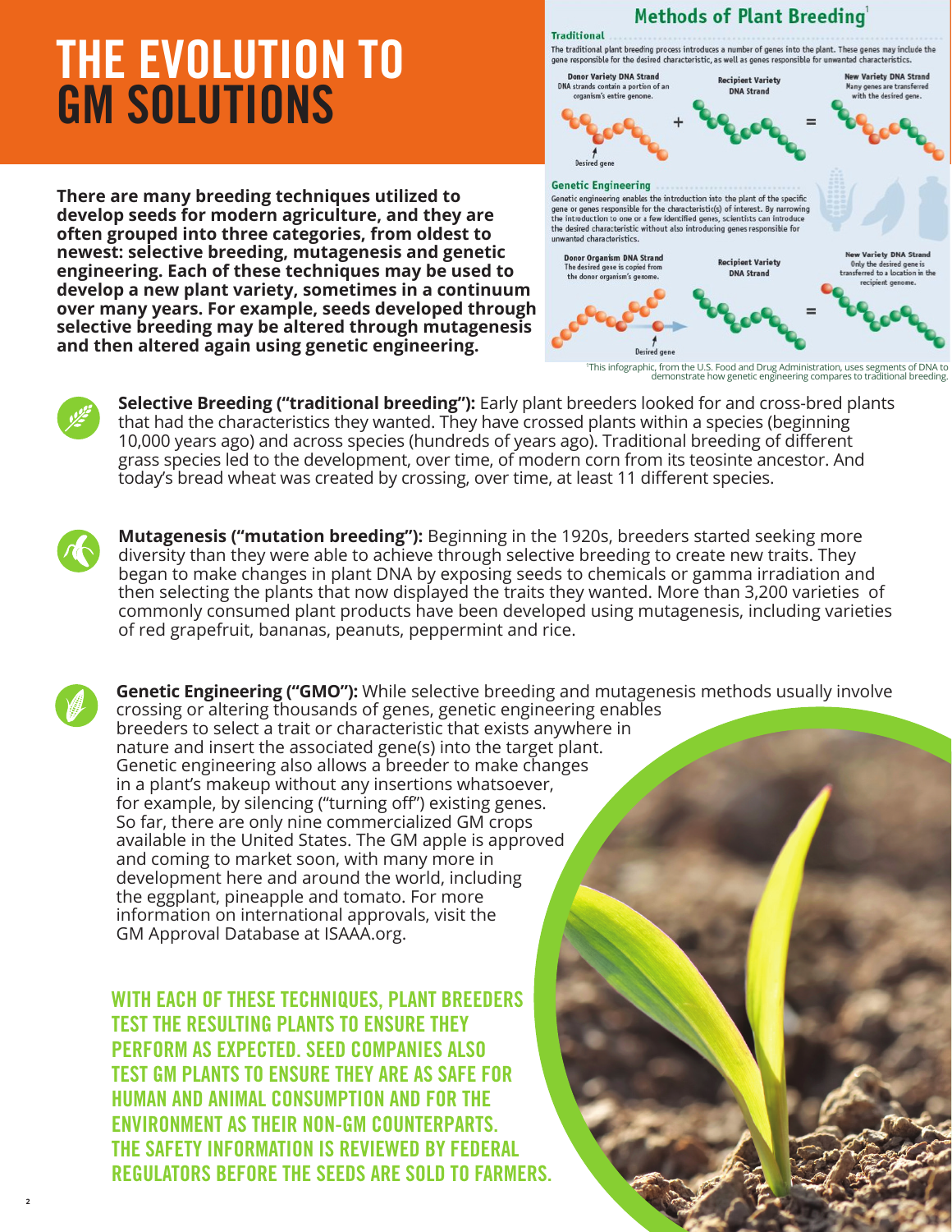# THE EVOLUTION TO GM SOLUTIONS

**There are many breeding techniques utilized to develop seeds for modern agriculture, and they are often grouped into three categories, from oldest to newest: selective breeding, mutagenesis and genetic engineering. Each of these techniques may be used to develop a new plant variety, sometimes in a continuum over many years. For example, seeds developed through selective breeding may be altered through mutagenesis and then altered again using genetic engineering.**

## Methods of Plant Breeding[1]

**Traditional**

The traditional plant breeding process introduces a number of genes into the plant. These genes may include the gene responsible for the desired characteristic, as well as genes responsible for unwanted characteristics.

**Donor Variety DNA Strand** — DNA strands contain a portion of an organism's entire genome. + **Recipient Variety DNA Strand** = **New Variety DNA Strand** — Many genes are transferred with the desired gene.

Desired gene

**Genetic Engineering**

Genetic engineering enables the introduction into the plant of the specific gene or genes responsible for the characteristic(s) of interest. By narrowing the introduction to one or a few identified genes, scientists can introduce the desired characteristic without also introducing genes responsible for unwanted characteristics.

**Donor Organism DNA Strand** — The desired gene is copied from the donor organism's genome. **Recipient Variety DNA Strand** = **New Variety DNA Strand** — Only the desired gene is transferred to a location in the recipient genome.

Desired gene

[1]This infographic, from the U.S. Food and Drug Administration, uses segments of DNA to demonstrate how genetic engineering compares to traditional breeding.

**Selective Breeding ("traditional breeding"):** Early plant breeders looked for and cross-bred plants that had the characteristics they wanted. They have crossed plants within a species (beginning 10,000 years ago) and across species (hundreds of years ago). Traditional breeding of different grass species led to the development, over time, of modern corn from its teosinte ancestor. And today's bread wheat was created by crossing, over time, at least 11 different species.

**Mutagenesis ("mutation breeding"):** Beginning in the 1920s, breeders started seeking more diversity than they were able to achieve through selective breeding to create new traits. They began to make changes in plant DNA by exposing seeds to chemicals or gamma irradiation and then selecting the plants that now displayed the traits they wanted. More than 3,200 varieties of commonly consumed plant products have been developed using mutagenesis, including varieties of red grapefruit, bananas, peanuts, peppermint and rice.

**Genetic Engineering ("GMO"):** While selective breeding and mutagenesis methods usually involve crossing or altering thousands of genes, genetic engineering enables breeders to select a trait or characteristic that exists anywhere in nature and insert the associated gene(s) into the target plant. Genetic engineering also allows a breeder to make changes in a plant's makeup without any insertions whatsoever, for example, by silencing ("turning off") existing genes. So far, there are only nine commercialized GM crops available in the United States. The GM apple is approved and coming to market soon, with many more in development here and around the world, including the eggplant, pineapple and tomato. For more information on international approvals, visit the GM Approval Database at ISAAA.org.

**WITH EACH OF THESE TECHNIQUES, PLANT BREEDERS TEST THE RESULTING PLANTS TO ENSURE THEY PERFORM AS EXPECTED. SEED COMPANIES ALSO TEST GM PLANTS TO ENSURE THEY ARE AS SAFE FOR HUMAN AND ANIMAL CONSUMPTION AND FOR THE ENVIRONMENT AS THEIR NON-GM COUNTERPARTS. THE SAFETY INFORMATION IS REVIEWED BY FEDERAL REGULATORS BEFORE THE SEEDS ARE SOLD TO FARMERS.**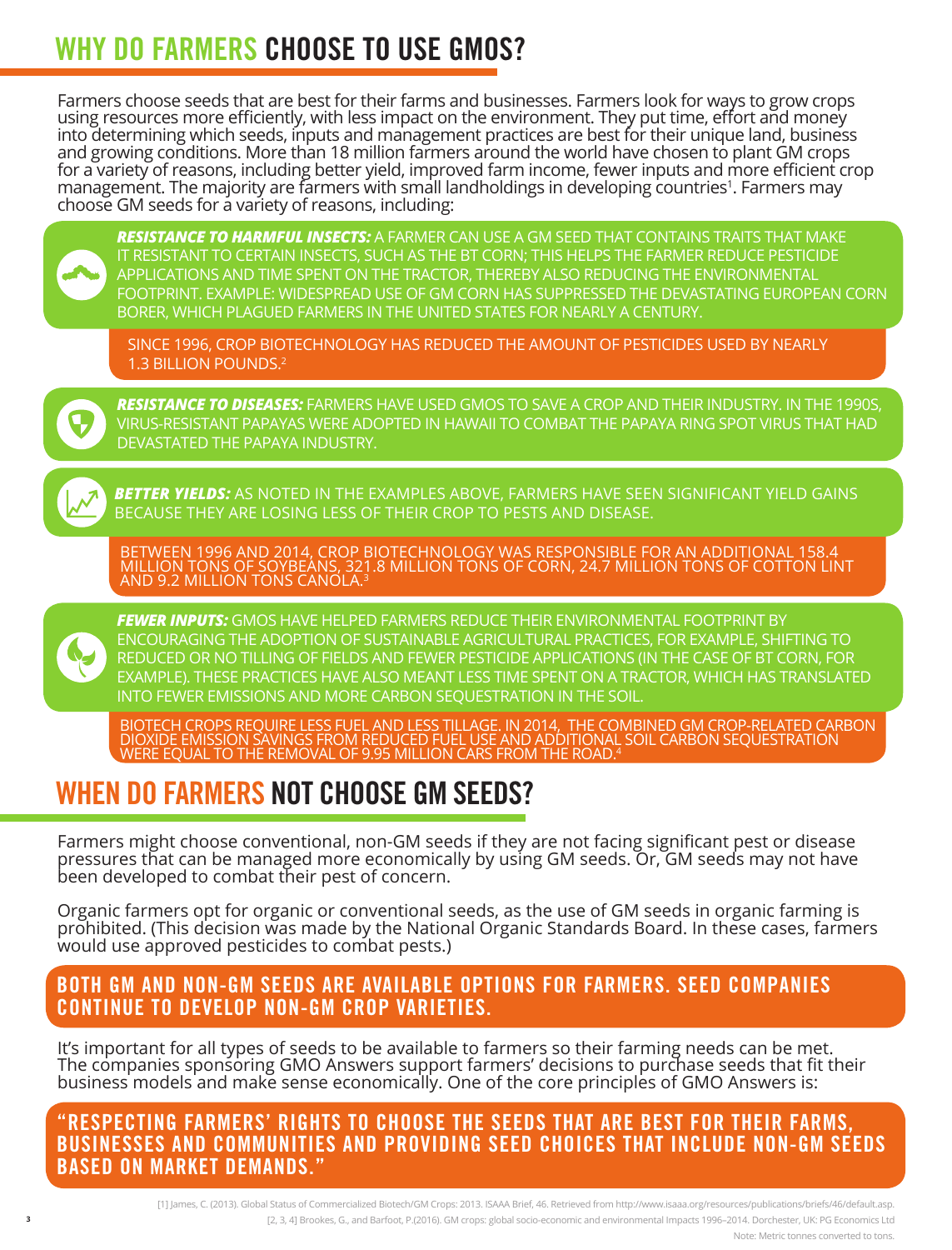# WHY DO FARMERS CHOOSE TO USE GMOS?

Farmers choose seeds that are best for their farms and businesses. Farmers look for ways to grow crops using resources more efficiently, with less impact on the environment. They put time, effort and money into determining which seeds, inputs and management practices are best for their unique land, business and growing conditions. More than 18 million farmers around the world have chosen to plant GM crops for a variety of reasons, including better yield, improved farm income, fewer inputs and more efficient crop management. The majority are farmers with small landholdings in developing countries[1]. Farmers may choose GM seeds for a variety of reasons, including:

***RESISTANCE TO HARMFUL INSECTS:*** A FARMER CAN USE A GM SEED THAT CONTAINS TRAITS THAT MAKE IT RESISTANT TO CERTAIN INSECTS, SUCH AS THE BT CORN; THIS HELPS THE FARMER REDUCE PESTICIDE APPLICATIONS AND TIME SPENT ON THE TRACTOR, THEREBY ALSO REDUCING THE ENVIRONMENTAL FOOTPRINT. EXAMPLE: WIDESPREAD USE OF GM CORN HAS SUPPRESSED THE DEVASTATING EUROPEAN CORN BORER, WHICH PLAGUED FARMERS IN THE UNITED STATES FOR NEARLY A CENTURY.

SINCE 1996, CROP BIOTECHNOLOGY HAS REDUCED THE AMOUNT OF PESTICIDES USED BY NEARLY 1.3 BILLION POUNDS.[2]

***RESISTANCE TO DISEASES:*** FARMERS HAVE USED GMOS TO SAVE A CROP AND THEIR INDUSTRY. IN THE 1990S, VIRUS-RESISTANT PAPAYAS WERE ADOPTED IN HAWAII TO COMBAT THE PAPAYA RING SPOT VIRUS THAT HAD DEVASTATED THE PAPAYA INDUSTRY.

***BETTER YIELDS:*** AS NOTED IN THE EXAMPLES ABOVE, FARMERS HAVE SEEN SIGNIFICANT YIELD GAINS BECAUSE THEY ARE LOSING LESS OF THEIR CROP TO PESTS AND DISEASE.

BETWEEN 1996 AND 2014, CROP BIOTECHNOLOGY WAS RESPONSIBLE FOR AN ADDITIONAL 158.4 MILLION TONS OF SOYBEANS, 321.8 MILLION TONS OF CORN, 24.7 MILLION TONS OF COTTON LINT AND 9.2 MILLION TONS CANOLA.[3]

***FEWER INPUTS:*** GMOS HAVE HELPED FARMERS REDUCE THEIR ENVIRONMENTAL FOOTPRINT BY ENCOURAGING THE ADOPTION OF SUSTAINABLE AGRICULTURAL PRACTICES, FOR EXAMPLE, SHIFTING TO REDUCED OR NO TILLING OF FIELDS AND FEWER PESTICIDE APPLICATIONS (IN THE CASE OF BT CORN, FOR EXAMPLE). THESE PRACTICES HAVE ALSO MEANT LESS TIME SPENT ON A TRACTOR, WHICH HAS TRANSLATED INTO FEWER EMISSIONS AND MORE CARBON SEQUESTRATION IN THE SOIL.

BIOTECH CROPS REQUIRE LESS FUEL AND LESS TILLAGE. IN 2014, THE COMBINED GM CROP-RELATED CARBON DIOXIDE EMISSION SAVINGS FROM REDUCED FUEL USE AND ADDITIONAL SOIL CARBON SEQUESTRATION WERE EQUAL TO THE REMOVAL OF 9.95 MILLION CARS FROM THE ROAD.[4]

# WHEN DO FARMERS NOT CHOOSE GM SEEDS?

Farmers might choose conventional, non-GM seeds if they are not facing significant pest or disease pressures that can be managed more economically by using GM seeds. Or, GM seeds may not have been developed to combat their pest of concern.

Organic farmers opt for organic or conventional seeds, as the use of GM seeds in organic farming is prohibited. (This decision was made by the National Organic Standards Board. In these cases, farmers would use approved pesticides to combat pests.)

**BOTH GM AND NON-GM SEEDS ARE AVAILABLE OPTIONS FOR FARMERS. SEED COMPANIES CONTINUE TO DEVELOP NON-GM CROP VARIETIES.**

It's important for all types of seeds to be available to farmers so their farming needs can be met. The companies sponsoring GMO Answers support farmers' decisions to purchase seeds that fit their business models and make sense economically. One of the core principles of GMO Answers is:

**"RESPECTING FARMERS' RIGHTS TO CHOOSE THE SEEDS THAT ARE BEST FOR THEIR FARMS, BUSINESSES AND COMMUNITIES AND PROVIDING SEED CHOICES THAT INCLUDE NON-GM SEEDS BASED ON MARKET DEMANDS."**

[1] James, C. (2013). Global Status of Commercialized Biotech/GM Crops: 2013. ISAAA Brief, 46. Retrieved from http://www.isaaa.org/resources/publications/briefs/46/default.asp.

[2, 3, 4] Brookes, G., and Barfoot, P.(2016). GM crops: global socio-economic and environmental Impacts 1996–2014. Dorchester, UK: PG Economics Ltd

Note: Metric tonnes converted to tons.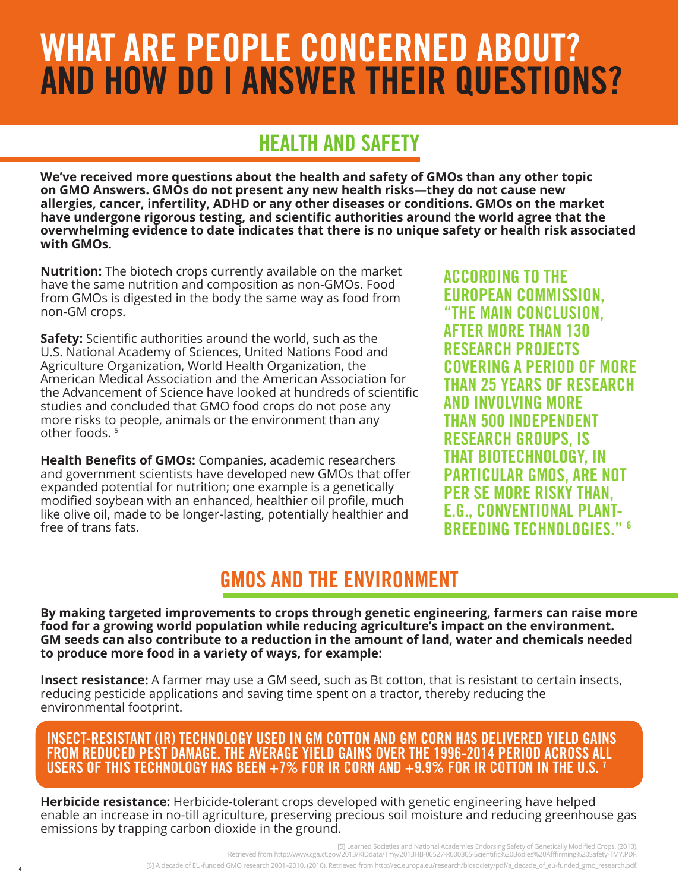# WHAT ARE PEOPLE CONCERNED ABOUT? AND HOW DO I ANSWER THEIR QUESTIONS?

## HEALTH AND SAFETY

**We've received more questions about the health and safety of GMOs than any other topic on GMO Answers. GMOs do not present any new health risks—they do not cause new allergies, cancer, infertility, ADHD or any other diseases or conditions. GMOs on the market have undergone rigorous testing, and scientific authorities around the world agree that the overwhelming evidence to date indicates that there is no unique safety or health risk associated with GMOs.**

**Nutrition:** The biotech crops currently available on the market have the same nutrition and composition as non-GMOs. Food from GMOs is digested in the body the same way as food from non-GM crops.

**Safety:** Scientific authorities around the world, such as the U.S. National Academy of Sciences, United Nations Food and Agriculture Organization, World Health Organization, the American Medical Association and the American Association for the Advancement of Science have looked at hundreds of scientific studies and concluded that GMO food crops do not pose any more risks to people, animals or the environment than any other foods. [5]

**Health Benefits of GMOs:** Companies, academic researchers and government scientists have developed new GMOs that offer expanded potential for nutrition; one example is a genetically modified soybean with an enhanced, healthier oil profile, much like olive oil, made to be longer-lasting, potentially healthier and free of trans fats.

ACCORDING TO THE EUROPEAN COMMISSION, "THE MAIN CONCLUSION, AFTER MORE THAN 130 RESEARCH PROJECTS COVERING A PERIOD OF MORE THAN 25 YEARS OF RESEARCH AND INVOLVING MORE THAN 500 INDEPENDENT RESEARCH GROUPS, IS THAT BIOTECHNOLOGY, IN PARTICULAR GMOS, ARE NOT PER SE MORE RISKY THAN, E.G., CONVENTIONAL PLANT-BREEDING TECHNOLOGIES." [6]

## GMOS AND THE ENVIRONMENT

**By making targeted improvements to crops through genetic engineering, farmers can raise more food for a growing world population while reducing agriculture's impact on the environment. GM seeds can also contribute to a reduction in the amount of land, water and chemicals needed to produce more food in a variety of ways, for example:**

**Insect resistance:** A farmer may use a GM seed, such as Bt cotton, that is resistant to certain insects, reducing pesticide applications and saving time spent on a tractor, thereby reducing the environmental footprint.

INSECT-RESISTANT (IR) TECHNOLOGY USED IN GM COTTON AND GM CORN HAS DELIVERED YIELD GAINS FROM REDUCED PEST DAMAGE. THE AVERAGE YIELD GAINS OVER THE 1996-2014 PERIOD ACROSS ALL USERS OF THIS TECHNOLOGY HAS BEEN +7% FOR IR CORN AND +9.9% FOR IR COTTON IN THE U.S. [7]

**Herbicide resistance:** Herbicide-tolerant crops developed with genetic engineering have helped enable an increase in no-till agriculture, preserving precious soil moisture and reducing greenhouse gas emissions by trapping carbon dioxide in the ground.

[5] Learned Societies and National Academies Endorsing Safety of Genetically Modified Crops. (2013). Retrieved from http://www.cga.ct.gov/2013/KIDdata/Tmy/2013HB-06527-R000305-Scientific%20Bodies%20Affirming%20Safety-TMY.PDF.

[6] A decade of EU-funded GMO research 2001–2010. (2010). Retrieved from http://ec.europa.eu/research/biosociety/pdf/a_decade_of_eu-funded_gmo_research.pdf.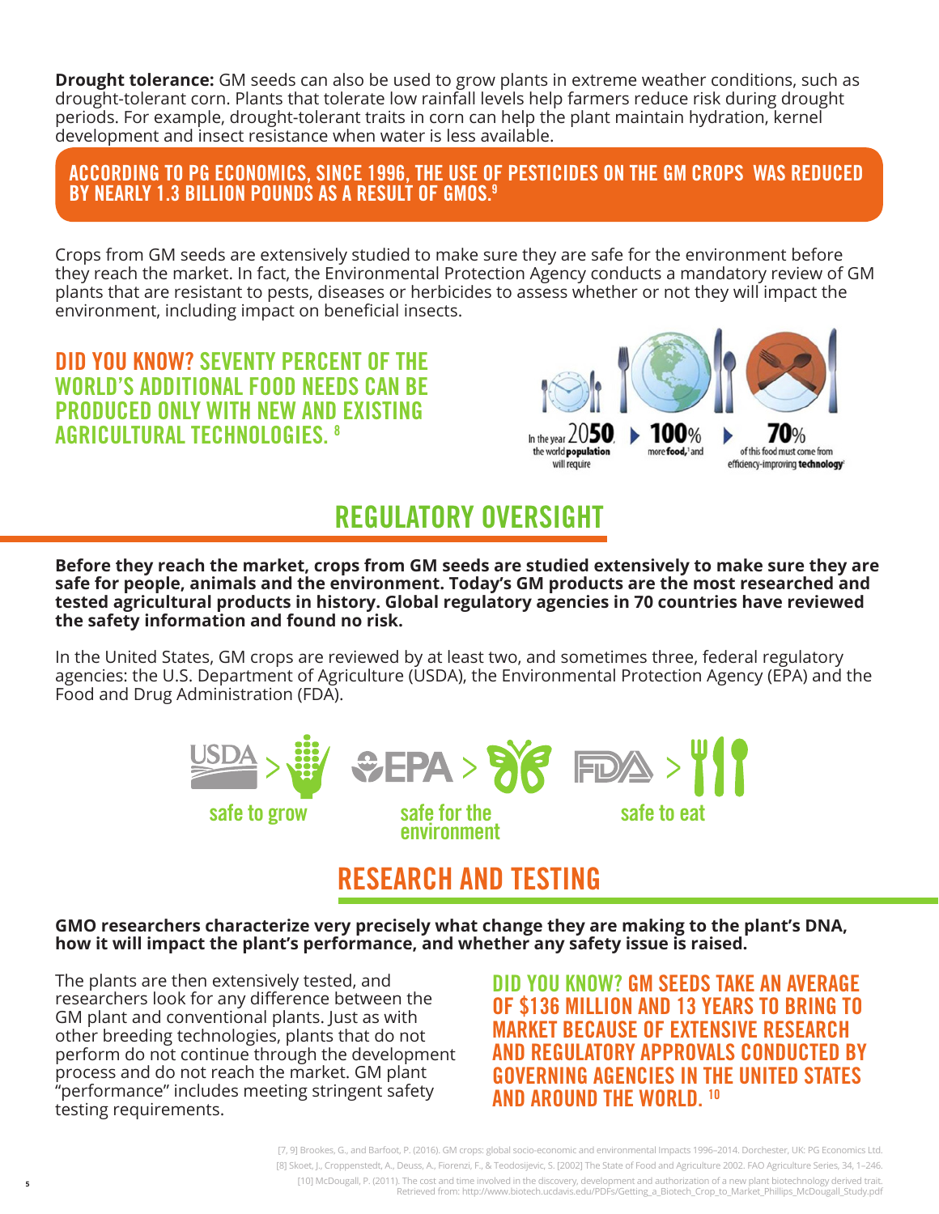**Drought tolerance:** GM seeds can also be used to grow plants in extreme weather conditions, such as drought-tolerant corn. Plants that tolerate low rainfall levels help farmers reduce risk during drought periods. For example, drought-tolerant traits in corn can help the plant maintain hydration, kernel development and insect resistance when water is less available.

**ACCORDING TO PG ECONOMICS, SINCE 1996, THE USE OF PESTICIDES ON THE GM CROPS WAS REDUCED BY NEARLY 1.3 BILLION POUNDS AS A RESULT OF GMOS.[9]**

Crops from GM seeds are extensively studied to make sure they are safe for the environment before they reach the market. In fact, the Environmental Protection Agency conducts a mandatory review of GM plants that are resistant to pests, diseases or herbicides to assess whether or not they will impact the environment, including impact on beneficial insects.

**DID YOU KNOW? SEVENTY PERCENT OF THE WORLD'S ADDITIONAL FOOD NEEDS CAN BE PRODUCED ONLY WITH NEW AND EXISTING AGRICULTURAL TECHNOLOGIES.[8]**

In the year 2050 the world population will require ▸ 100% more food,[1] and ▸ 70% of this food must come from efficiency-improving technology[1]

## REGULATORY OVERSIGHT

**Before they reach the market, crops from GM seeds are studied extensively to make sure they are safe for people, animals and the environment. Today's GM products are the most researched and tested agricultural products in history. Global regulatory agencies in 70 countries have reviewed the safety information and found no risk.**

In the United States, GM crops are reviewed by at least two, and sometimes three, federal regulatory agencies: the U.S. Department of Agriculture (USDA), the Environmental Protection Agency (EPA) and the Food and Drug Administration (FDA).

USDA > safe to grow

EPA > safe for the environment

FDA > safe to eat

## RESEARCH AND TESTING

**GMO researchers characterize very precisely what change they are making to the plant's DNA, how it will impact the plant's performance, and whether any safety issue is raised.**

The plants are then extensively tested, and researchers look for any difference between the GM plant and conventional plants. Just as with other breeding technologies, plants that do not perform do not continue through the development process and do not reach the market. GM plant "performance" includes meeting stringent safety testing requirements.

**DID YOU KNOW? GM SEEDS TAKE AN AVERAGE OF $136 MILLION AND 13 YEARS TO BRING TO MARKET BECAUSE OF EXTENSIVE RESEARCH AND REGULATORY APPROVALS CONDUCTED BY GOVERNING AGENCIES IN THE UNITED STATES AND AROUND THE WORLD.[10]**

[7, 9] Brookes, G., and Barfoot, P. (2016). GM crops: global socio-economic and environmental Impacts 1996–2014. Dorchester, UK: PG Economics Ltd.

[8] Skoet, J., Croppenstedt, A., Deuss, A., Fiorenzi, F., & Teodosijevic, S. [2002] The State of Food and Agriculture 2002. FAO Agriculture Series, 34, 1–246.

[10] McDougall, P. (2011). The cost and time involved in the discovery, development and authorization of a new plant biotechnology derived trait. Retrieved from: http://www.biotech.ucdavis.edu/PDFs/Getting_a_Biotech_Crop_to_Market_Phillips_McDougall_Study.pdf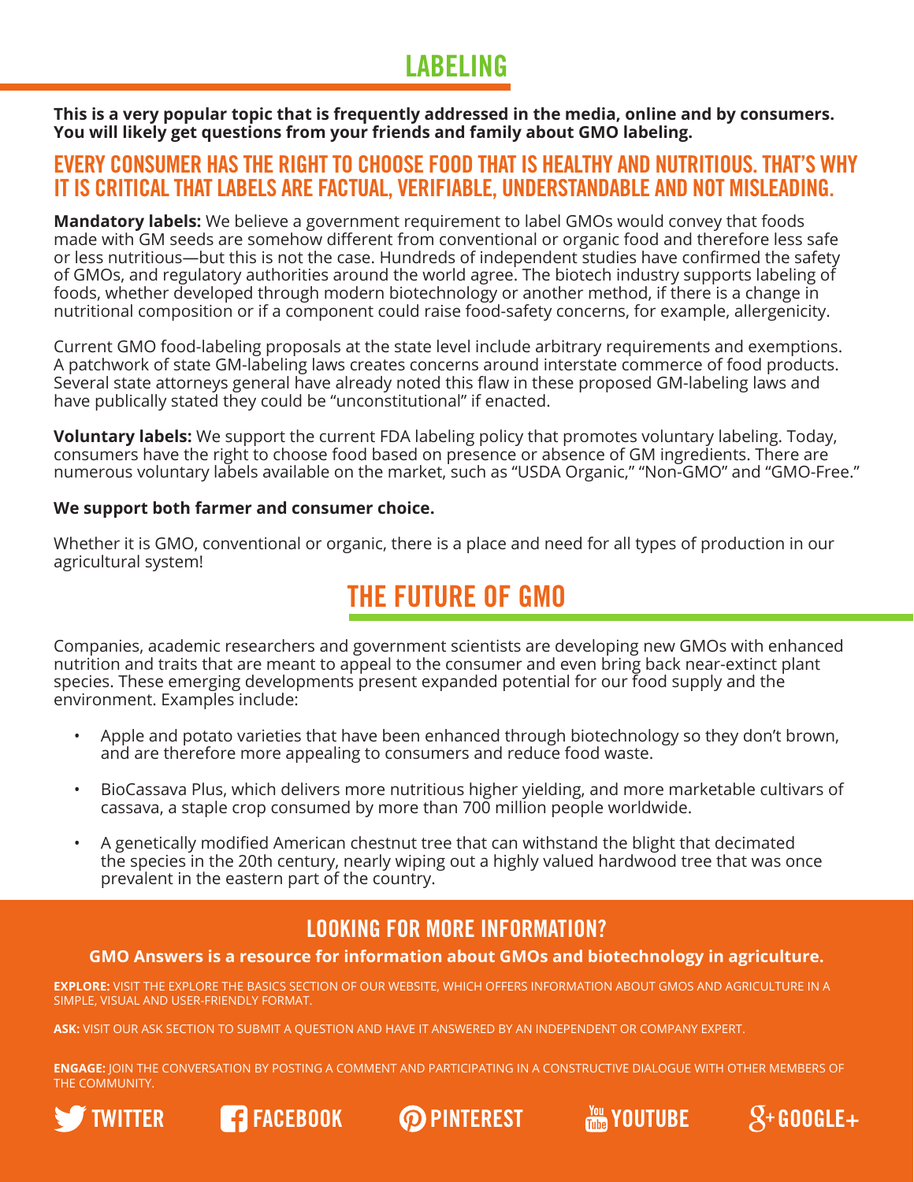# LABELING

**This is a very popular topic that is frequently addressed in the media, online and by consumers. You will likely get questions from your friends and family about GMO labeling.**

## EVERY CONSUMER HAS THE RIGHT TO CHOOSE FOOD THAT IS HEALTHY AND NUTRITIOUS. THAT'S WHY IT IS CRITICAL THAT LABELS ARE FACTUAL, VERIFIABLE, UNDERSTANDABLE AND NOT MISLEADING.

**Mandatory labels:** We believe a government requirement to label GMOs would convey that foods made with GM seeds are somehow different from conventional or organic food and therefore less safe or less nutritious—but this is not the case. Hundreds of independent studies have confirmed the safety of GMOs, and regulatory authorities around the world agree. The biotech industry supports labeling of foods, whether developed through modern biotechnology or another method, if there is a change in nutritional composition or if a component could raise food-safety concerns, for example, allergenicity.

Current GMO food-labeling proposals at the state level include arbitrary requirements and exemptions. A patchwork of state GM-labeling laws creates concerns around interstate commerce of food products. Several state attorneys general have already noted this flaw in these proposed GM-labeling laws and have publically stated they could be "unconstitutional" if enacted.

**Voluntary labels:** We support the current FDA labeling policy that promotes voluntary labeling. Today, consumers have the right to choose food based on presence or absence of GM ingredients. There are numerous voluntary labels available on the market, such as "USDA Organic," "Non-GMO" and "GMO-Free."

**We support both farmer and consumer choice.**

Whether it is GMO, conventional or organic, there is a place and need for all types of production in our agricultural system!

# THE FUTURE OF GMO

Companies, academic researchers and government scientists are developing new GMOs with enhanced nutrition and traits that are meant to appeal to the consumer and even bring back near-extinct plant species. These emerging developments present expanded potential for our food supply and the environment. Examples include:

- Apple and potato varieties that have been enhanced through biotechnology so they don't brown, and are therefore more appealing to consumers and reduce food waste.
- BioCassava Plus, which delivers more nutritious higher yielding, and more marketable cultivars of cassava, a staple crop consumed by more than 700 million people worldwide.
- A genetically modified American chestnut tree that can withstand the blight that decimated the species in the 20th century, nearly wiping out a highly valued hardwood tree that was once prevalent in the eastern part of the country.

## LOOKING FOR MORE INFORMATION?

**GMO Answers is a resource for information about GMOs and biotechnology in agriculture.**

**EXPLORE:** VISIT THE EXPLORE THE BASICS SECTION OF OUR WEBSITE, WHICH OFFERS INFORMATION ABOUT GMOS AND AGRICULTURE IN A SIMPLE, VISUAL AND USER-FRIENDLY FORMAT.

**ASK:** VISIT OUR ASK SECTION TO SUBMIT A QUESTION AND HAVE IT ANSWERED BY AN INDEPENDENT OR COMPANY EXPERT.

**ENGAGE:** JOIN THE CONVERSATION BY POSTING A COMMENT AND PARTICIPATING IN A CONSTRUCTIVE DIALOGUE WITH OTHER MEMBERS OF THE COMMUNITY.

TWITTER FACEBOOK PINTEREST YOUTUBE GOOGLE+